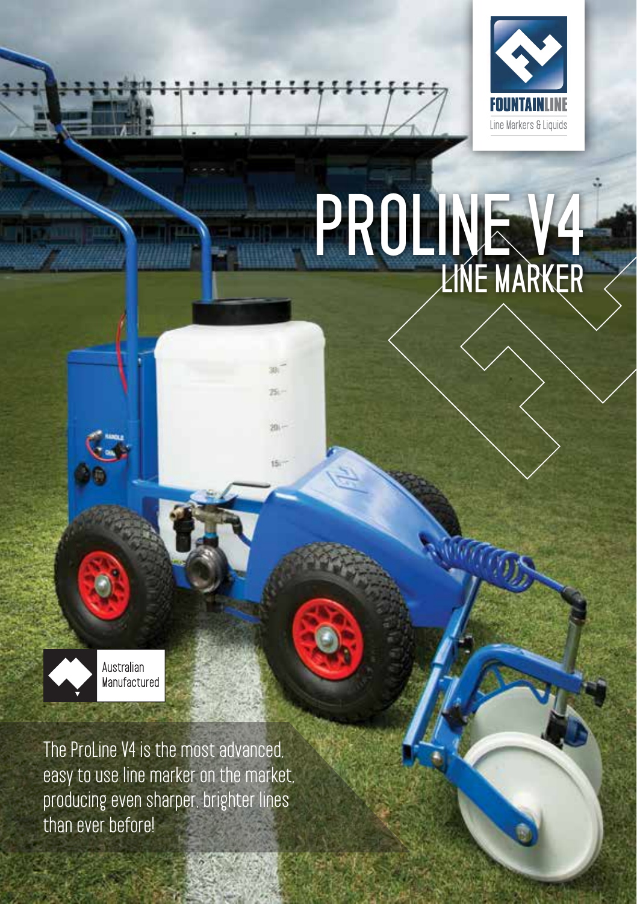FOUNTAINLINE

Line Markers & Liquids

# PROLINE V4
## LINE MARKER

Australian Manufactured

The ProLine V4 is the most advanced, easy to use line marker on the market, producing even sharper, brighter lines than ever before!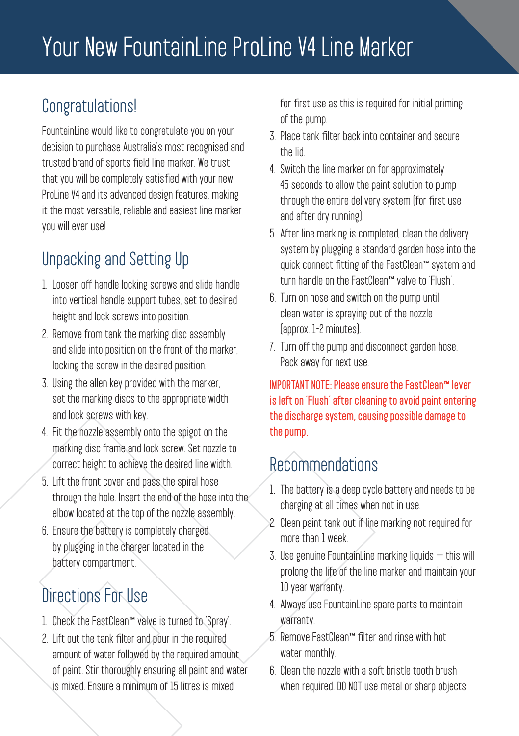# Your New FountainLine ProLine V4 Line Marker

## Congratulations!

FountainLine would like to congratulate you on your decision to purchase Australia's most recognised and trusted brand of sports field line marker. We trust that you will be completely satisfied with your new ProLine V4 and its advanced design features, making it the most versatile, reliable and easiest line marker you will ever use!

## Unpacking and Setting Up

1. Loosen off handle locking screws and slide handle into vertical handle support tubes, set to desired height and lock screws into position.
2. Remove from tank the marking disc assembly and slide into position on the front of the marker, locking the screw in the desired position.
3. Using the allen key provided with the marker, set the marking discs to the appropriate width and lock screws with key.
4. Fit the nozzle assembly onto the spigot on the marking disc frame and lock screw. Set nozzle to correct height to achieve the desired line width.
5. Lift the front cover and pass the spiral hose through the hole. Insert the end of the hose into the elbow located at the top of the nozzle assembly.
6. Ensure the battery is completely charged by plugging in the charger located in the battery compartment.

## Directions For Use

1. Check the FastClean™ valve is turned to 'Spray'.
2. Lift out the tank filter and pour in the required amount of water followed by the required amount of paint. Stir thoroughly ensuring all paint and water is mixed. Ensure a minimum of 15 litres is mixed for first use as this is required for initial priming of the pump.
3. Place tank filter back into container and secure the lid.
4. Switch the line marker on for approximately 45 seconds to allow the paint solution to pump through the entire delivery system (for first use and after dry running).
5. After line marking is completed, clean the delivery system by plugging a standard garden hose into the quick connect fitting of the FastClean™ system and turn handle on the FastClean™ valve to 'Flush'.
6. Turn on hose and switch on the pump until clean water is spraying out of the nozzle (approx. 1-2 minutes).
7. Turn off the pump and disconnect garden hose. Pack away for next use.

**IMPORTANT NOTE: Please ensure the FastClean™ lever is left on 'Flush' after cleaning to avoid paint entering the discharge system, causing possible damage to the pump.**

## Recommendations

1. The battery is a deep cycle battery and needs to be charging at all times when not in use.
2. Clean paint tank out if line marking not required for more than 1 week.
3. Use genuine FountainLine marking liquids – this will prolong the life of the line marker and maintain your 10 year warranty.
4. Always use FountainLine spare parts to maintain warranty.
5. Remove FastClean™ filter and rinse with hot water monthly.
6. Clean the nozzle with a soft bristle tooth brush when required. DO NOT use metal or sharp objects.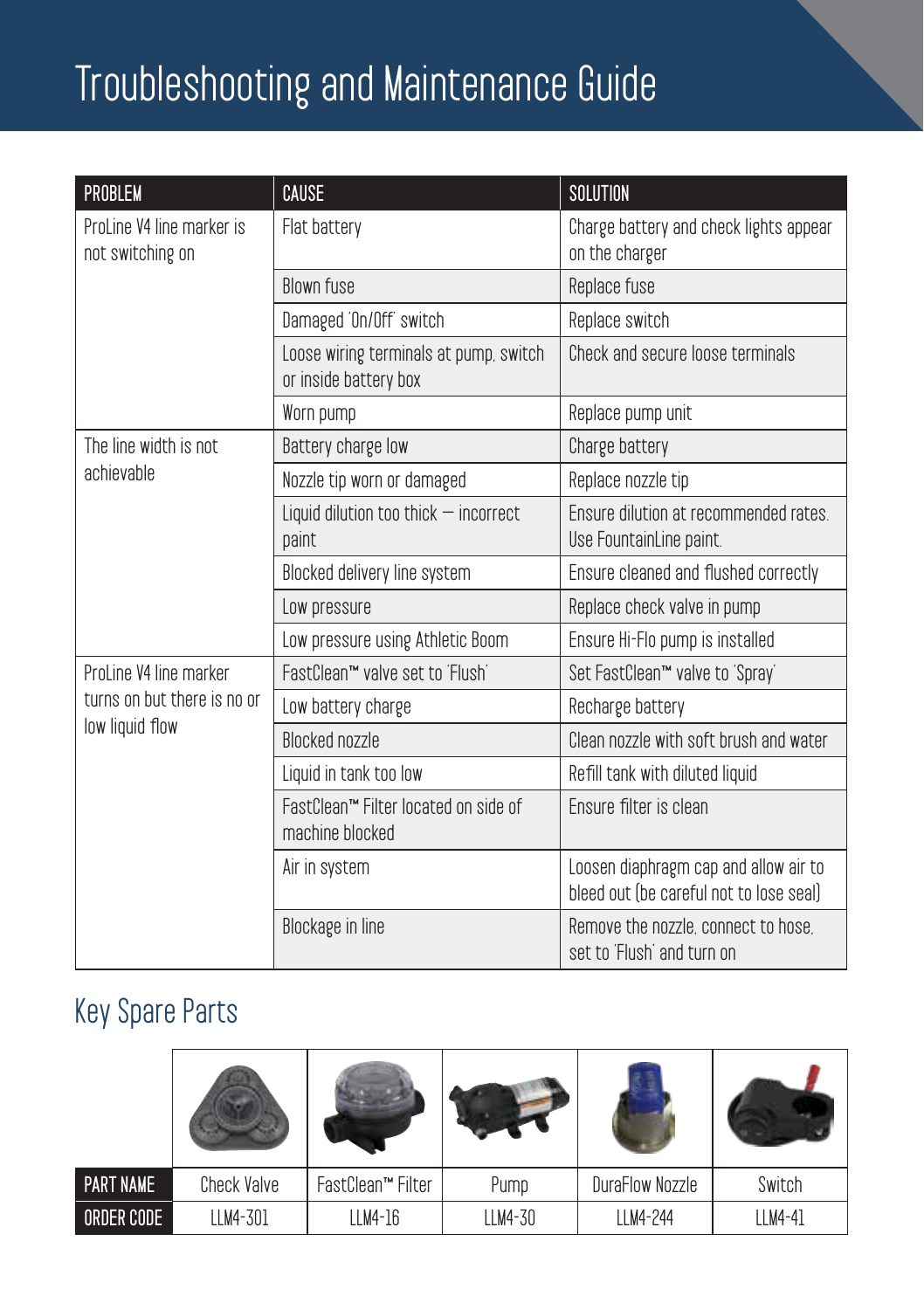# Troubleshooting and Maintenance Guide

| PROBLEM | CAUSE | SOLUTION |
|---|---|---|
| ProLine V4 line marker is not switching on | Flat battery | Charge battery and check lights appear on the charger |
| | Blown fuse | Replace fuse |
| | Damaged 'On/Off' switch | Replace switch |
| | Loose wiring terminals at pump, switch or inside battery box | Check and secure loose terminals |
| | Worn pump | Replace pump unit |
| The line width is not achievable | Battery charge low | Charge battery |
| | Nozzle tip worn or damaged | Replace nozzle tip |
| | Liquid dilution too thick – incorrect paint | Ensure dilution at recommended rates. Use FountainLine paint. |
| | Blocked delivery line system | Ensure cleaned and flushed correctly |
| | Low pressure | Replace check valve in pump |
| | Low pressure using Athletic Boom | Ensure Hi-Flo pump is installed |
| ProLine V4 line marker turns on but there is no or low liquid flow | FastClean™ valve set to 'Flush' | Set FastClean™ valve to 'Spray' |
| | Low battery charge | Recharge battery |
| | Blocked nozzle | Clean nozzle with soft brush and water |
| | Liquid in tank too low | Refill tank with diluted liquid |
| | FastClean™ Filter located on side of machine blocked | Ensure filter is clean |
| | Air in system | Loosen diaphragm cap and allow air to bleed out (be careful not to lose seal) |
| | Blockage in line | Remove the nozzle, connect to hose, set to 'Flush' and turn on |

## Key Spare Parts

| PART NAME | Check Valve | FastClean™ Filter | Pump | DuraFlow Nozzle | Switch |
|---|---|---|---|---|---|
| ORDER CODE | LLM4-301 | LLM4-16 | LLM4-30 | LLM4-244 | LLM4-41 |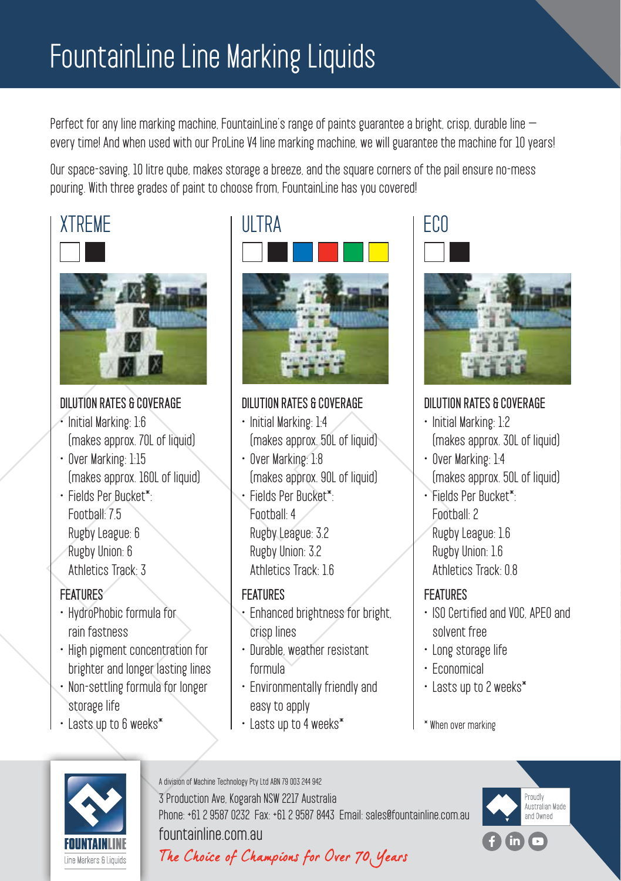# FountainLine Line Marking Liquids

Perfect for any line marking machine, FountainLine's range of paints guarantee a bright, crisp, durable line — every time! And when used with our ProLine V4 line marking machine, we will guarantee the machine for 10 years!

Our space-saving, 10 litre qube, makes storage a breeze, and the square corners of the pail ensure no-mess pouring. With three grades of paint to choose from, FountainLine has you covered!

## XTREME

### DILUTION RATES & COVERAGE

- Initial Marking: 1:6 (makes approx. 70L of liquid)
- Over Marking: 1:15 (makes approx. 160L of liquid)
- Fields Per Bucket*:
  Football: 7.5
  Rugby League: 6
  Rugby Union: 6
  Athletics Track: 3

### FEATURES

- HydroPhobic formula for rain fastness
- High pigment concentration for brighter and longer lasting lines
- Non-settling formula for longer storage life
- Lasts up to 6 weeks*

## ULTRA

### DILUTION RATES & COVERAGE

- Initial Marking: 1:4 (makes approx. 50L of liquid)
- Over Marking: 1:8 (makes approx. 90L of liquid)
- Fields Per Bucket*:
  Football: 4
  Rugby League: 3.2
  Rugby Union: 3.2
  Athletics Track: 1.6

### FEATURES

- Enhanced brightness for bright, crisp lines
- Durable, weather resistant formula
- Environmentally friendly and easy to apply
- Lasts up to 4 weeks*

## ECO

### DILUTION RATES & COVERAGE

- Initial Marking: 1:2 (makes approx. 30L of liquid)
- Over Marking: 1:4 (makes approx. 50L of liquid)
- Fields Per Bucket*:
  Football: 2
  Rugby League: 1.6
  Rugby Union: 1.6
  Athletics Track: 0.8

### FEATURES

- ISO Certified and VOC, APEO and solvent free
- Long storage life
- Economical
- Lasts up to 2 weeks*

* When over marking

FOUNTAINLINE
Line Markers & Liquids

A division of Machine Technology Pty Ltd ABN 79 003 244 942
3 Production Ave, Kogarah NSW 2217 Australia
Phone: +61 2 9587 0232 Fax: +61 2 9587 8443 Email: sales@fountainline.com.au
fountainline.com.au

*The Choice of Champions for Over 70 Years*

Proudly Australian Made and Owned